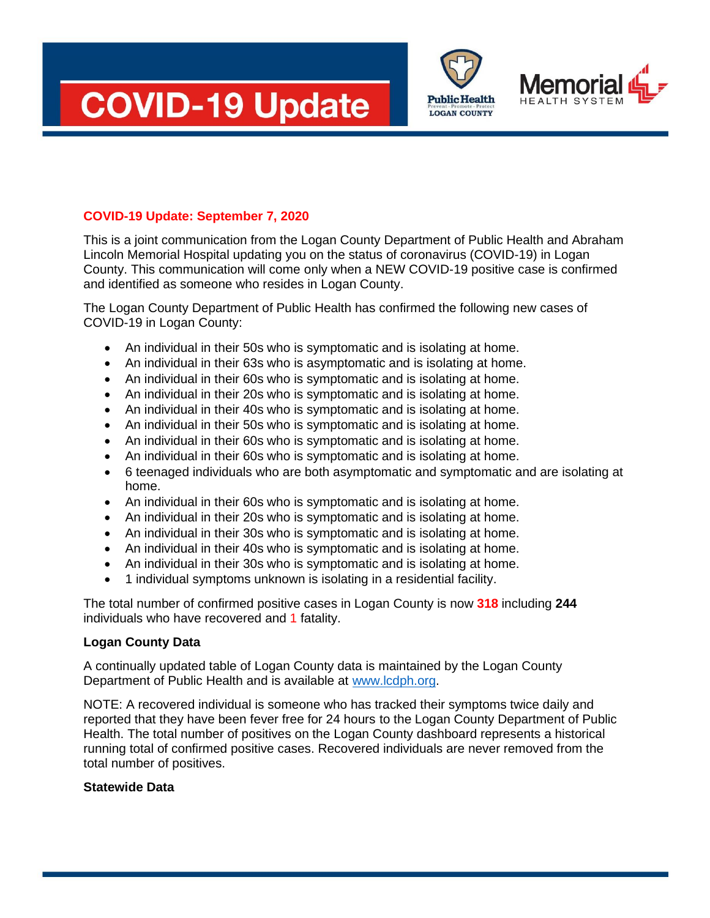# COVID-19 Update

Public Health
Prevent · Promote · Protect
LOGAN COUNTY

Memorial
HEALTH SYSTEM

**COVID-19 Update: September 7, 2020**

This is a joint communication from the Logan County Department of Public Health and Abraham Lincoln Memorial Hospital updating you on the status of coronavirus (COVID-19) in Logan County. This communication will come only when a NEW COVID-19 positive case is confirmed and identified as someone who resides in Logan County.

The Logan County Department of Public Health has confirmed the following new cases of COVID-19 in Logan County:

- An individual in their 50s who is symptomatic and is isolating at home.
- An individual in their 63s who is asymptomatic and is isolating at home.
- An individual in their 60s who is symptomatic and is isolating at home.
- An individual in their 20s who is symptomatic and is isolating at home.
- An individual in their 40s who is symptomatic and is isolating at home.
- An individual in their 50s who is symptomatic and is isolating at home.
- An individual in their 60s who is symptomatic and is isolating at home.
- An individual in their 60s who is symptomatic and is isolating at home.
- 6 teenaged individuals who are both asymptomatic and symptomatic and are isolating at home.
- An individual in their 60s who is symptomatic and is isolating at home.
- An individual in their 20s who is symptomatic and is isolating at home.
- An individual in their 30s who is symptomatic and is isolating at home.
- An individual in their 40s who is symptomatic and is isolating at home.
- An individual in their 30s who is symptomatic and is isolating at home.
- 1 individual symptoms unknown is isolating in a residential facility.

The total number of confirmed positive cases in Logan County is now **318** including **244** individuals who have recovered and 1 fatality.

**Logan County Data**

A continually updated table of Logan County data is maintained by the Logan County Department of Public Health and is available at www.lcdph.org.

NOTE: A recovered individual is someone who has tracked their symptoms twice daily and reported that they have been fever free for 24 hours to the Logan County Department of Public Health. The total number of positives on the Logan County dashboard represents a historical running total of confirmed positive cases. Recovered individuals are never removed from the total number of positives.

**Statewide Data**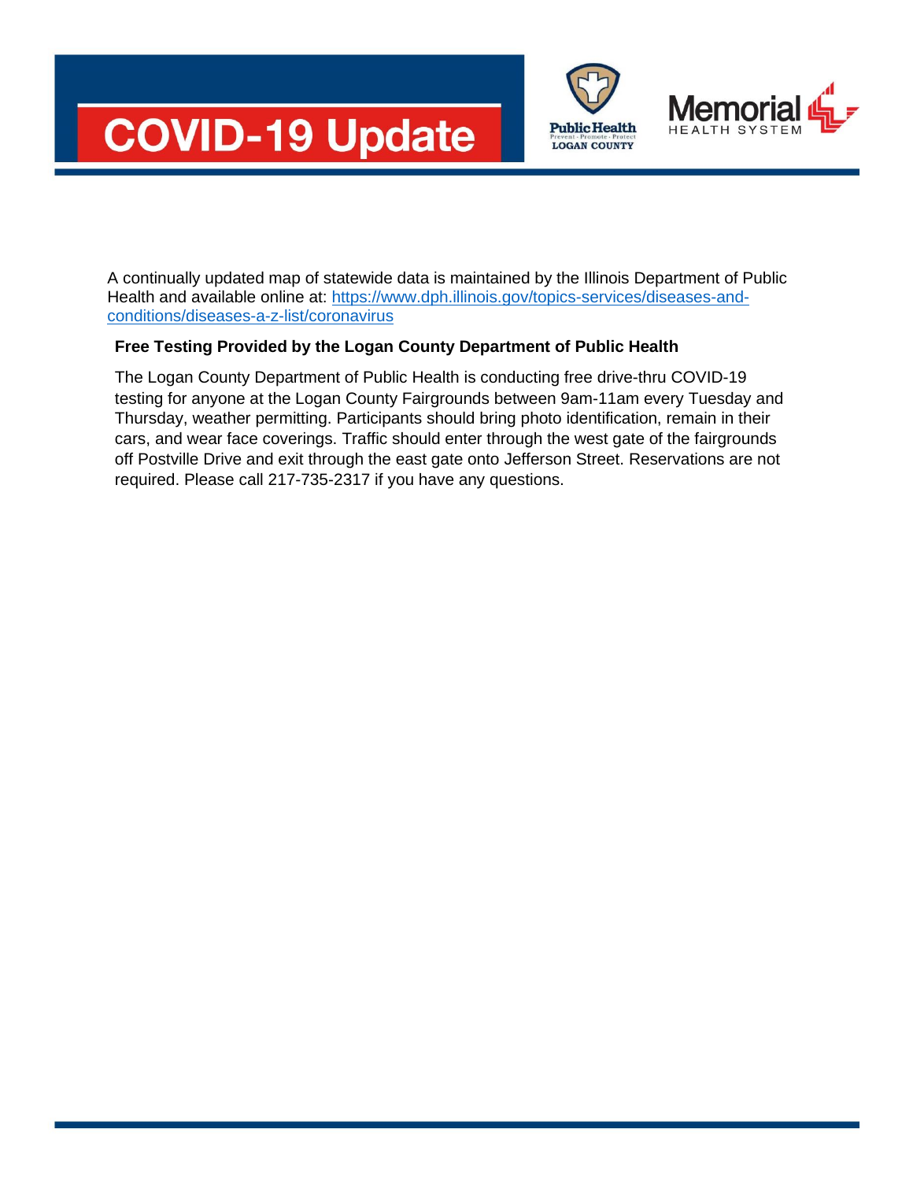# COVID-19 Update

A continually updated map of statewide data is maintained by the Illinois Department of Public Health and available online at: https://www.dph.illinois.gov/topics-services/diseases-and-conditions/diseases-a-z-list/coronavirus

**Free Testing Provided by the Logan County Department of Public Health**

The Logan County Department of Public Health is conducting free drive-thru COVID-19 testing for anyone at the Logan County Fairgrounds between 9am-11am every Tuesday and Thursday, weather permitting. Participants should bring photo identification, remain in their cars, and wear face coverings. Traffic should enter through the west gate of the fairgrounds off Postville Drive and exit through the east gate onto Jefferson Street. Reservations are not required. Please call 217-735-2317 if you have any questions.